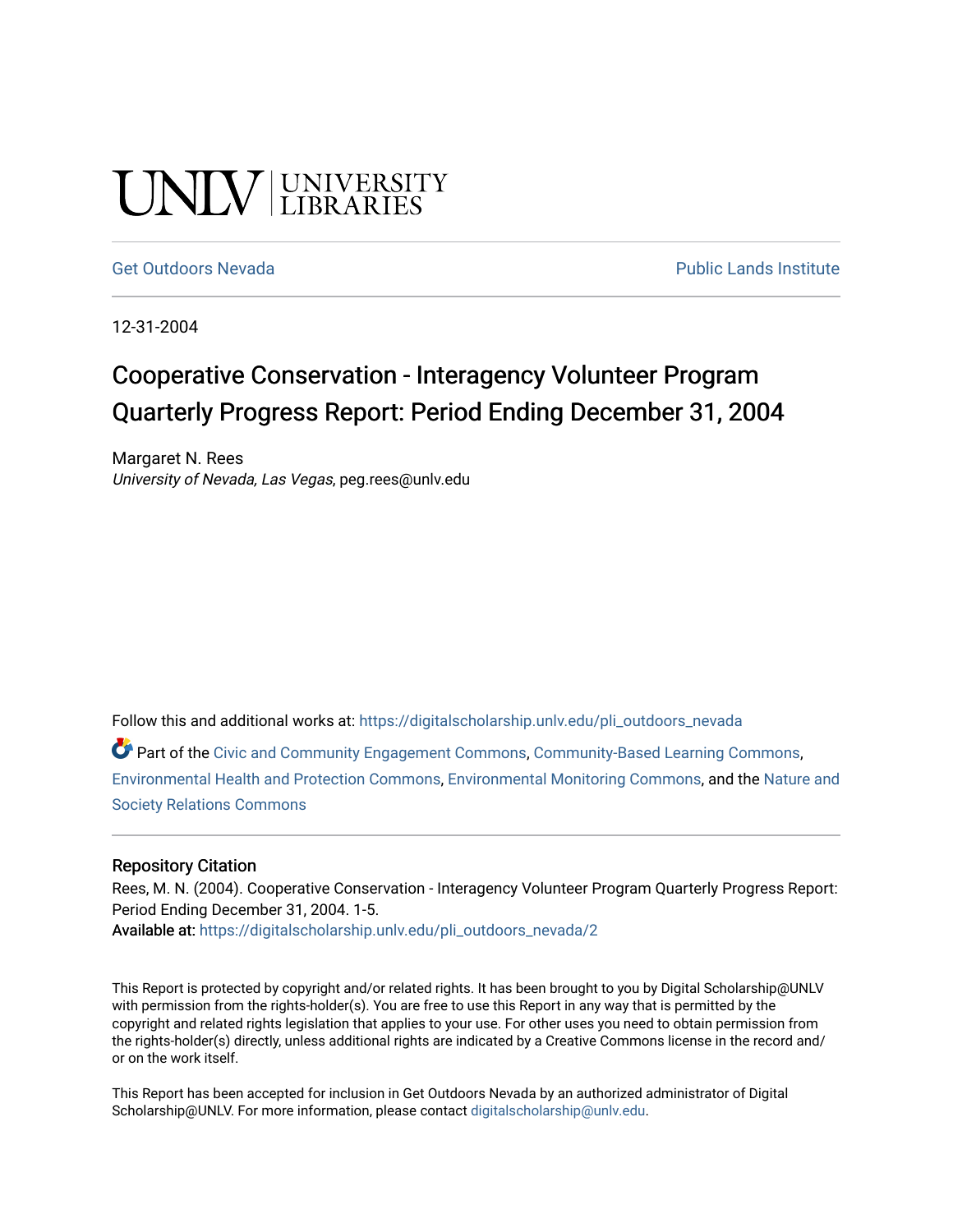UNLV | UNIVERSITY LIBRARIES

Get Outdoors Nevada | Public Lands Institute

12-31-2004

# Cooperative Conservation - Interagency Volunteer Program Quarterly Progress Report: Period Ending December 31, 2004

Margaret N. Rees
*University of Nevada, Las Vegas*, peg.rees@unlv.edu

Follow this and additional works at: https://digitalscholarship.unlv.edu/pli_outdoors_nevada

Part of the Civic and Community Engagement Commons, Community-Based Learning Commons, Environmental Health and Protection Commons, Environmental Monitoring Commons, and the Nature and Society Relations Commons

## Repository Citation

Rees, M. N. (2004). Cooperative Conservation - Interagency Volunteer Program Quarterly Progress Report: Period Ending December 31, 2004. 1-5.
**Available at:** https://digitalscholarship.unlv.edu/pli_outdoors_nevada/2

This Report is protected by copyright and/or related rights. It has been brought to you by Digital Scholarship@UNLV with permission from the rights-holder(s). You are free to use this Report in any way that is permitted by the copyright and related rights legislation that applies to your use. For other uses you need to obtain permission from the rights-holder(s) directly, unless additional rights are indicated by a Creative Commons license in the record and/or on the work itself.

This Report has been accepted for inclusion in Get Outdoors Nevada by an authorized administrator of Digital Scholarship@UNLV. For more information, please contact digitalscholarship@unlv.edu.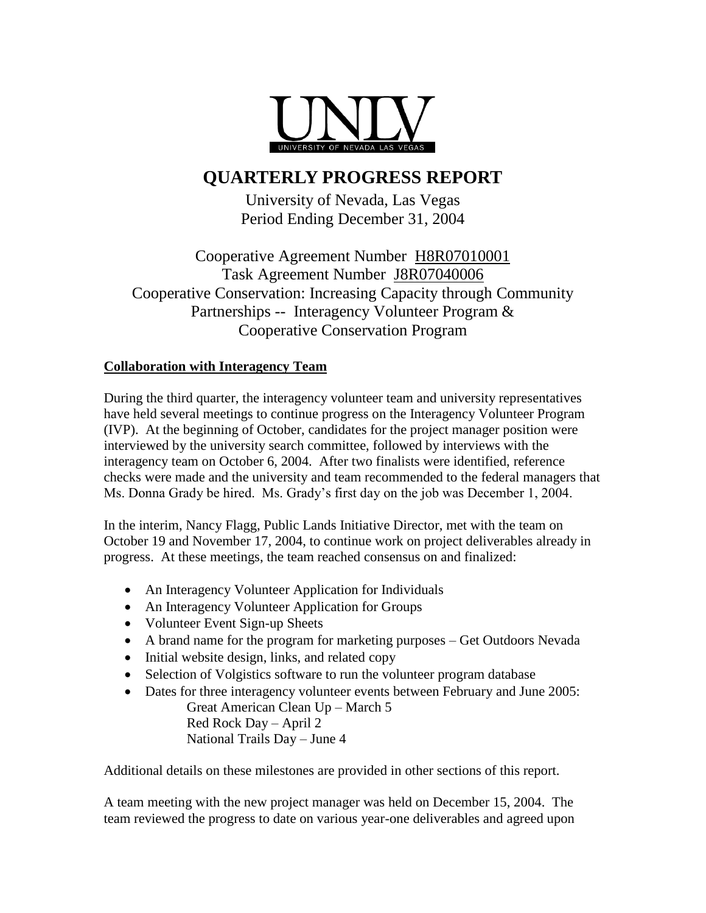# QUARTERLY PROGRESS REPORT

University of Nevada, Las Vegas
Period Ending December 31, 2004

Cooperative Agreement Number H8R07010001
Task Agreement Number J8R07040006
Cooperative Conservation: Increasing Capacity through Community Partnerships -- Interagency Volunteer Program & Cooperative Conservation Program

**Collaboration with Interagency Team**

During the third quarter, the interagency volunteer team and university representatives have held several meetings to continue progress on the Interagency Volunteer Program (IVP). At the beginning of October, candidates for the project manager position were interviewed by the university search committee, followed by interviews with the interagency team on October 6, 2004. After two finalists were identified, reference checks were made and the university and team recommended to the federal managers that Ms. Donna Grady be hired. Ms. Grady's first day on the job was December 1, 2004.

In the interim, Nancy Flagg, Public Lands Initiative Director, met with the team on October 19 and November 17, 2004, to continue work on project deliverables already in progress. At these meetings, the team reached consensus on and finalized:

- An Interagency Volunteer Application for Individuals
- An Interagency Volunteer Application for Groups
- Volunteer Event Sign-up Sheets
- A brand name for the program for marketing purposes – Get Outdoors Nevada
- Initial website design, links, and related copy
- Selection of Volgistics software to run the volunteer program database
- Dates for three interagency volunteer events between February and June 2005:
  - Great American Clean Up – March 5
  - Red Rock Day – April 2
  - National Trails Day – June 4

Additional details on these milestones are provided in other sections of this report.

A team meeting with the new project manager was held on December 15, 2004. The team reviewed the progress to date on various year-one deliverables and agreed upon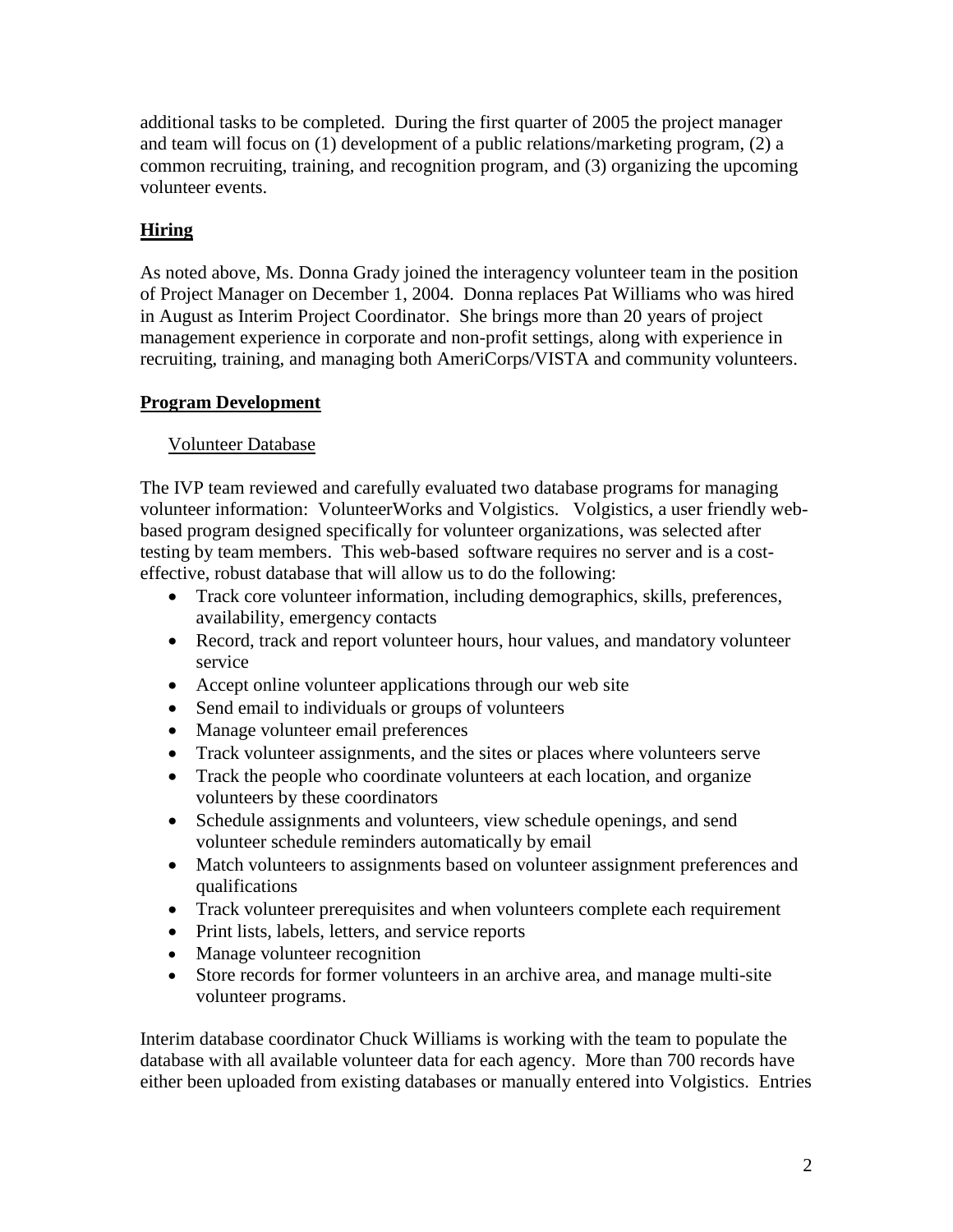additional tasks to be completed. During the first quarter of 2005 the project manager and team will focus on (1) development of a public relations/marketing program, (2) a common recruiting, training, and recognition program, and (3) organizing the upcoming volunteer events.

## **Hiring**

As noted above, Ms. Donna Grady joined the interagency volunteer team in the position of Project Manager on December 1, 2004. Donna replaces Pat Williams who was hired in August as Interim Project Coordinator. She brings more than 20 years of project management experience in corporate and non-profit settings, along with experience in recruiting, training, and managing both AmeriCorps/VISTA and community volunteers.

## **Program Development**

### Volunteer Database

The IVP team reviewed and carefully evaluated two database programs for managing volunteer information: VolunteerWorks and Volgistics. Volgistics, a user friendly web-based program designed specifically for volunteer organizations, was selected after testing by team members. This web-based software requires no server and is a cost-effective, robust database that will allow us to do the following:

- Track core volunteer information, including demographics, skills, preferences, availability, emergency contacts
- Record, track and report volunteer hours, hour values, and mandatory volunteer service
- Accept online volunteer applications through our web site
- Send email to individuals or groups of volunteers
- Manage volunteer email preferences
- Track volunteer assignments, and the sites or places where volunteers serve
- Track the people who coordinate volunteers at each location, and organize volunteers by these coordinators
- Schedule assignments and volunteers, view schedule openings, and send volunteer schedule reminders automatically by email
- Match volunteers to assignments based on volunteer assignment preferences and qualifications
- Track volunteer prerequisites and when volunteers complete each requirement
- Print lists, labels, letters, and service reports
- Manage volunteer recognition
- Store records for former volunteers in an archive area, and manage multi-site volunteer programs.

Interim database coordinator Chuck Williams is working with the team to populate the database with all available volunteer data for each agency. More than 700 records have either been uploaded from existing databases or manually entered into Volgistics. Entries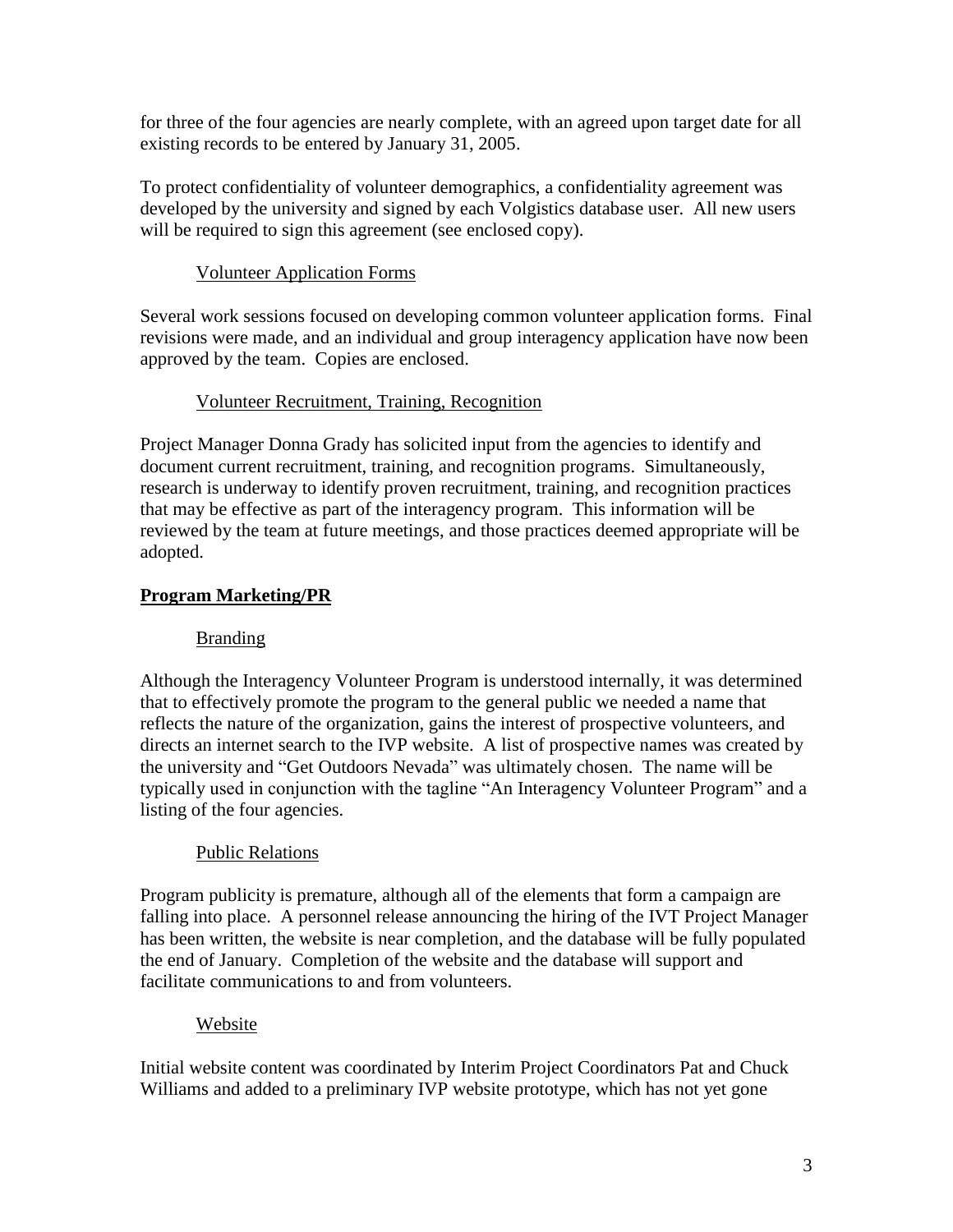for three of the four agencies are nearly complete, with an agreed upon target date for all existing records to be entered by January 31, 2005.

To protect confidentiality of volunteer demographics, a confidentiality agreement was developed by the university and signed by each Volgistics database user. All new users will be required to sign this agreement (see enclosed copy).

### Volunteer Application Forms

Several work sessions focused on developing common volunteer application forms. Final revisions were made, and an individual and group interagency application have now been approved by the team. Copies are enclosed.

### Volunteer Recruitment, Training, Recognition

Project Manager Donna Grady has solicited input from the agencies to identify and document current recruitment, training, and recognition programs. Simultaneously, research is underway to identify proven recruitment, training, and recognition practices that may be effective as part of the interagency program. This information will be reviewed by the team at future meetings, and those practices deemed appropriate will be adopted.

## Program Marketing/PR

### Branding

Although the Interagency Volunteer Program is understood internally, it was determined that to effectively promote the program to the general public we needed a name that reflects the nature of the organization, gains the interest of prospective volunteers, and directs an internet search to the IVP website. A list of prospective names was created by the university and "Get Outdoors Nevada" was ultimately chosen. The name will be typically used in conjunction with the tagline "An Interagency Volunteer Program" and a listing of the four agencies.

### Public Relations

Program publicity is premature, although all of the elements that form a campaign are falling into place. A personnel release announcing the hiring of the IVT Project Manager has been written, the website is near completion, and the database will be fully populated the end of January. Completion of the website and the database will support and facilitate communications to and from volunteers.

### Website

Initial website content was coordinated by Interim Project Coordinators Pat and Chuck Williams and added to a preliminary IVP website prototype, which has not yet gone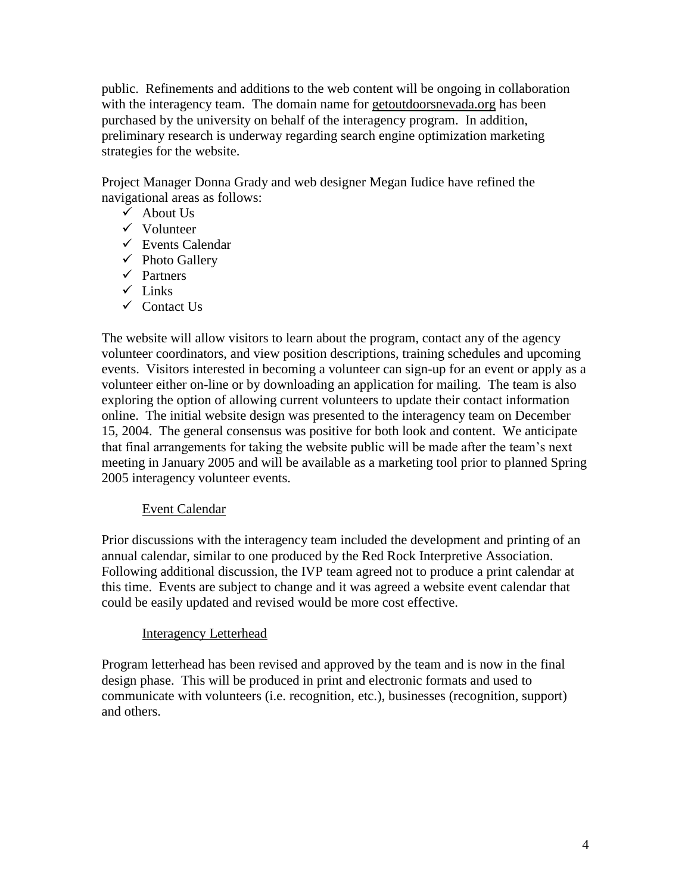public. Refinements and additions to the web content will be ongoing in collaboration with the interagency team. The domain name for getoutdoorsnevada.org has been purchased by the university on behalf of the interagency program. In addition, preliminary research is underway regarding search engine optimization marketing strategies for the website.

Project Manager Donna Grady and web designer Megan Iudice have refined the navigational areas as follows:

- ✓ About Us
- ✓ Volunteer
- ✓ Events Calendar
- ✓ Photo Gallery
- ✓ Partners
- ✓ Links
- ✓ Contact Us

The website will allow visitors to learn about the program, contact any of the agency volunteer coordinators, and view position descriptions, training schedules and upcoming events. Visitors interested in becoming a volunteer can sign-up for an event or apply as a volunteer either on-line or by downloading an application for mailing. The team is also exploring the option of allowing current volunteers to update their contact information online. The initial website design was presented to the interagency team on December 15, 2004. The general consensus was positive for both look and content. We anticipate that final arrangements for taking the website public will be made after the team's next meeting in January 2005 and will be available as a marketing tool prior to planned Spring 2005 interagency volunteer events.

<u>Event Calendar</u>

Prior discussions with the interagency team included the development and printing of an annual calendar, similar to one produced by the Red Rock Interpretive Association. Following additional discussion, the IVP team agreed not to produce a print calendar at this time. Events are subject to change and it was agreed a website event calendar that could be easily updated and revised would be more cost effective.

<u>Interagency Letterhead</u>

Program letterhead has been revised and approved by the team and is now in the final design phase. This will be produced in print and electronic formats and used to communicate with volunteers (i.e. recognition, etc.), businesses (recognition, support) and others.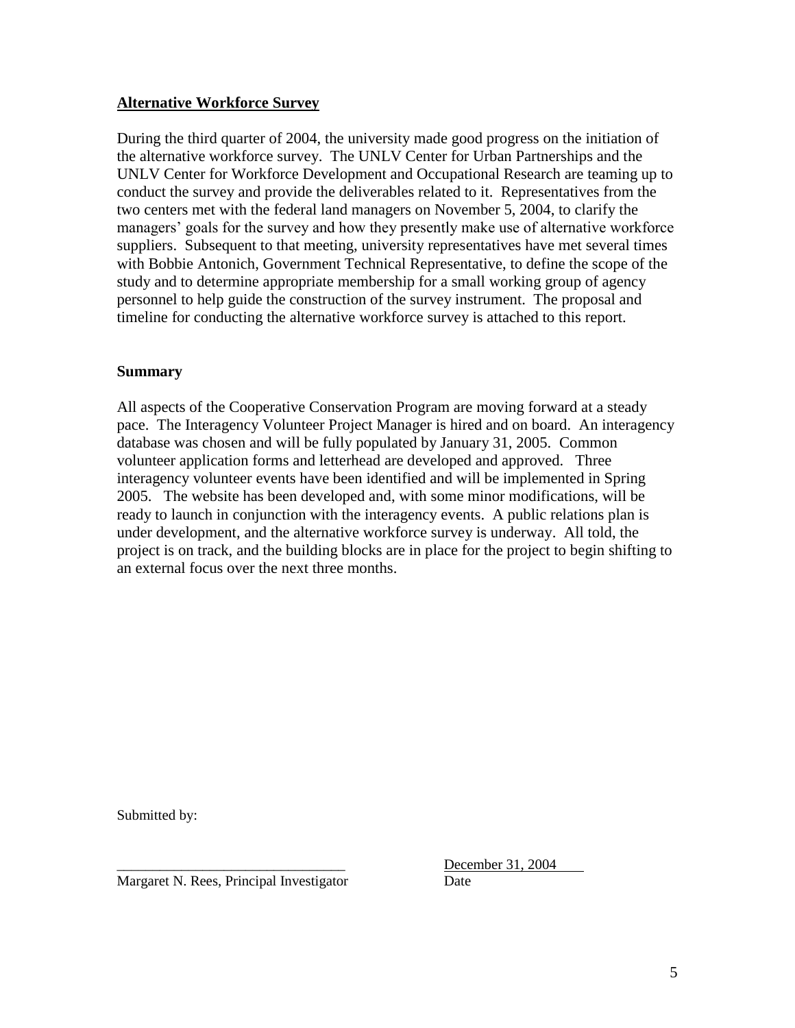## **Alternative Workforce Survey**

During the third quarter of 2004, the university made good progress on the initiation of the alternative workforce survey. The UNLV Center for Urban Partnerships and the UNLV Center for Workforce Development and Occupational Research are teaming up to conduct the survey and provide the deliverables related to it. Representatives from the two centers met with the federal land managers on November 5, 2004, to clarify the managers' goals for the survey and how they presently make use of alternative workforce suppliers. Subsequent to that meeting, university representatives have met several times with Bobbie Antonich, Government Technical Representative, to define the scope of the study and to determine appropriate membership for a small working group of agency personnel to help guide the construction of the survey instrument. The proposal and timeline for conducting the alternative workforce survey is attached to this report.

## **Summary**

All aspects of the Cooperative Conservation Program are moving forward at a steady pace. The Interagency Volunteer Project Manager is hired and on board. An interagency database was chosen and will be fully populated by January 31, 2005. Common volunteer application forms and letterhead are developed and approved. Three interagency volunteer events have been identified and will be implemented in Spring 2005. The website has been developed and, with some minor modifications, will be ready to launch in conjunction with the interagency events. A public relations plan is under development, and the alternative workforce survey is underway. All told, the project is on track, and the building blocks are in place for the project to begin shifting to an external focus over the next three months.

Submitted by:

________________________________ December 31, 2004

Margaret N. Rees, Principal Investigator Date